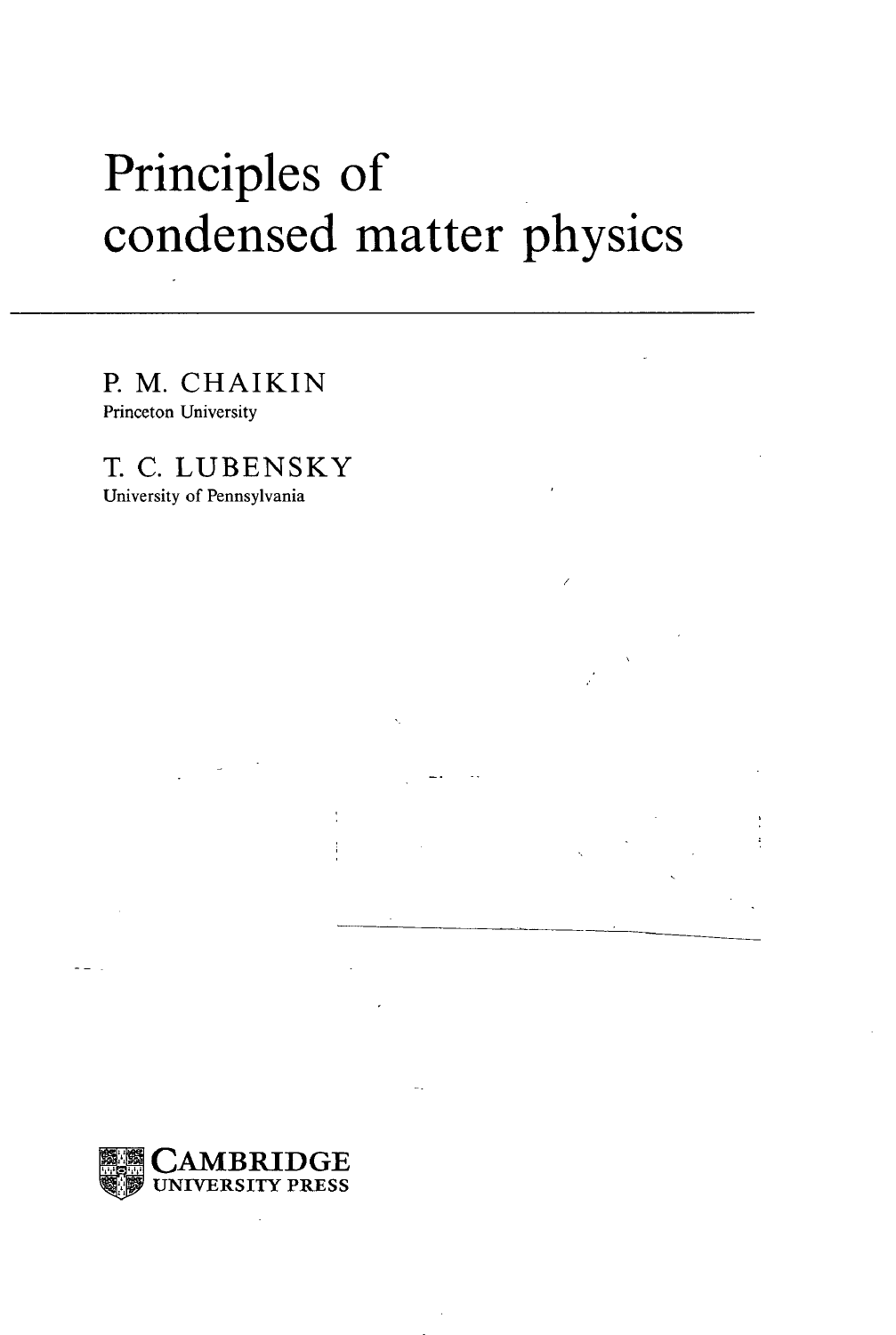# Principles of condensed matter physics

P. M. CHAIKIN
Princeton University

T. C. LUBENSKY
University of Pennsylvania

CAMBRIDGE
UNIVERSITY PRESS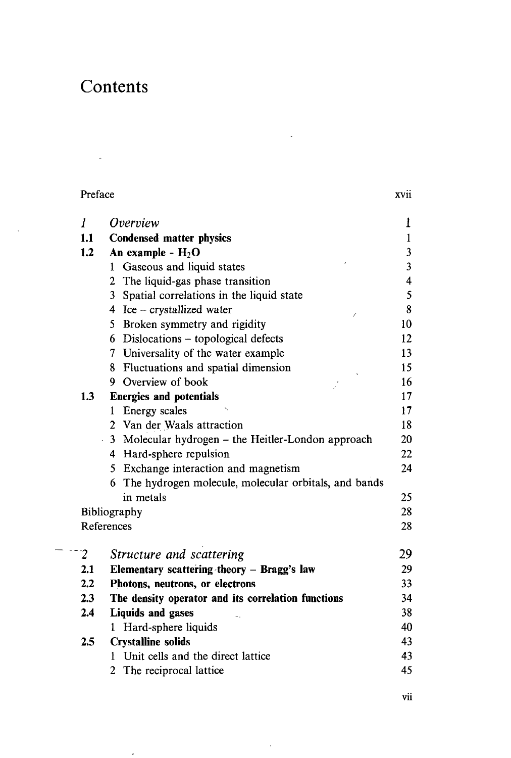# Contents

| | | |
|---|---|---|
| Preface | | xvii |
| *1* | *Overview* | 1 |
| **1.1** | **Condensed matter physics** | 1 |
| **1.2** | **An example - $H_2O$** | 3 |
| | 1 Gaseous and liquid states | 3 |
| | 2 The liquid-gas phase transition | 4 |
| | 3 Spatial correlations in the liquid state | 5 |
| | 4 Ice – crystallized water | 8 |
| | 5 Broken symmetry and rigidity | 10 |
| | 6 Dislocations – topological defects | 12 |
| | 7 Universality of the water example | 13 |
| | 8 Fluctuations and spatial dimension | 15 |
| | 9 Overview of book | 16 |
| **1.3** | **Energies and potentials** | 17 |
| | 1 Energy scales | 17 |
| | 2 Van der Waals attraction | 18 |
| | 3 Molecular hydrogen – the Heitler-London approach | 20 |
| | 4 Hard-sphere repulsion | 22 |
| | 5 Exchange interaction and magnetism | 24 |
| | 6 The hydrogen molecule, molecular orbitals, and bands in metals | 25 |
| Bibliography | | 28 |
| References | | 28 |
| *2* | *Structure and scattering* | 29 |
| **2.1** | **Elementary scattering theory – Bragg's law** | 29 |
| **2.2** | **Photons, neutrons, or electrons** | 33 |
| **2.3** | **The density operator and its correlation functions** | 34 |
| **2.4** | **Liquids and gases** | 38 |
| | 1 Hard-sphere liquids | 40 |
| **2.5** | **Crystalline solids** | 43 |
| | 1 Unit cells and the direct lattice | 43 |
| | 2 The reciprocal lattice | 45 |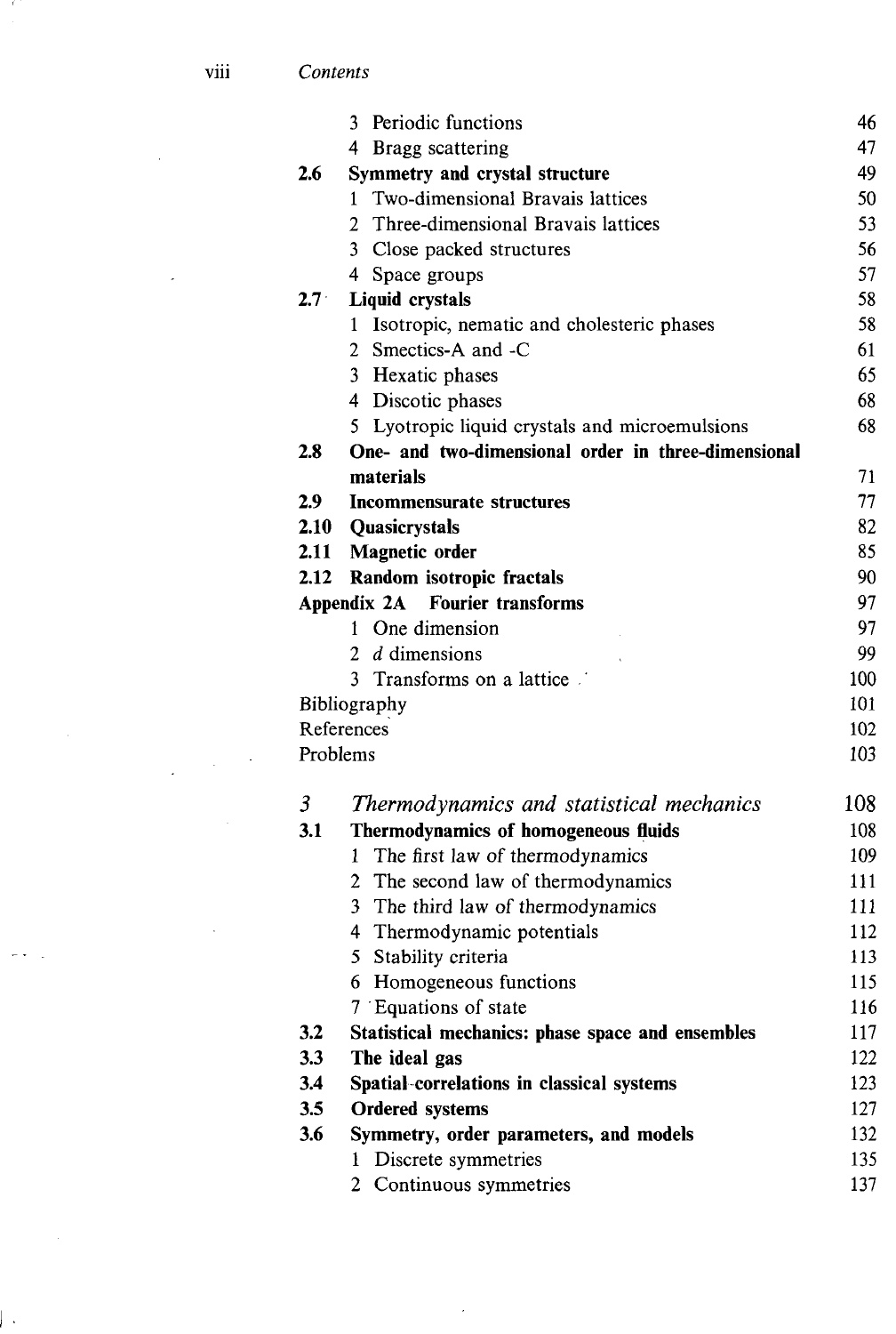| | | |
|---|---|---|
| | 3 Periodic functions | 46 |
| | 4 Bragg scattering | 47 |
| **2.6** | **Symmetry and crystal structure** | 49 |
| | 1 Two-dimensional Bravais lattices | 50 |
| | 2 Three-dimensional Bravais lattices | 53 |
| | 3 Close packed structures | 56 |
| | 4 Space groups | 57 |
| **2.7** | **Liquid crystals** | 58 |
| | 1 Isotropic, nematic and cholesteric phases | 58 |
| | 2 Smectics-A and -C | 61 |
| | 3 Hexatic phases | 65 |
| | 4 Discotic phases | 68 |
| | 5 Lyotropic liquid crystals and microemulsions | 68 |
| **2.8** | **One- and two-dimensional order in three-dimensional materials** | 71 |
| **2.9** | **Incommensurate structures** | 77 |
| **2.10** | **Quasicrystals** | 82 |
| **2.11** | **Magnetic order** | 85 |
| **2.12** | **Random isotropic fractals** | 90 |
| **Appendix 2A** | **Fourier transforms** | 97 |
| | 1 One dimension | 97 |
| | 2 *d* dimensions | 99 |
| | 3 Transforms on a lattice | 100 |
| Bibliography | | 101 |
| References | | 102 |
| Problems | | 103 |
| *3* | *Thermodynamics and statistical mechanics* | 108 |
| **3.1** | **Thermodynamics of homogeneous fluids** | 108 |
| | 1 The first law of thermodynamics | 109 |
| | 2 The second law of thermodynamics | 111 |
| | 3 The third law of thermodynamics | 111 |
| | 4 Thermodynamic potentials | 112 |
| | 5 Stability criteria | 113 |
| | 6 Homogeneous functions | 115 |
| | 7 Equations of state | 116 |
| **3.2** | **Statistical mechanics: phase space and ensembles** | 117 |
| **3.3** | **The ideal gas** | 122 |
| **3.4** | **Spatial correlations in classical systems** | 123 |
| **3.5** | **Ordered systems** | 127 |
| **3.6** | **Symmetry, order parameters, and models** | 132 |
| | 1 Discrete symmetries | 135 |
| | 2 Continuous symmetries | 137 |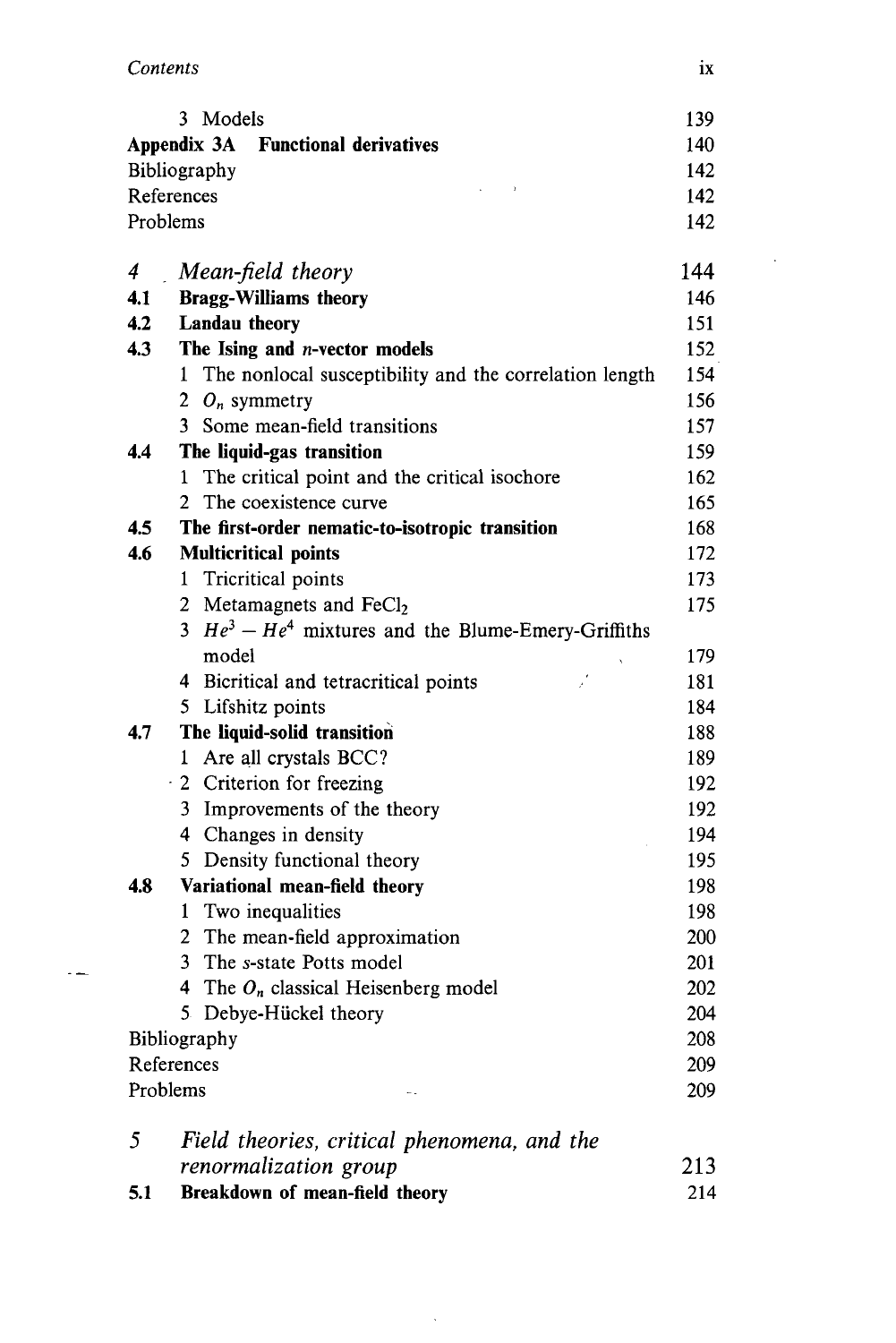3 Models 139

**Appendix 3A Functional derivatives** 140

Bibliography 142

References 142

Problems 142

## 4 *Mean-field theory* 144

**4.1 Bragg-Williams theory** 146

**4.2 Landau theory** 151

**4.3 The Ising and $n$-vector models** 152

1 The nonlocal susceptibility and the correlation length 154

2 $O_n$ symmetry 156

3 Some mean-field transitions 157

**4.4 The liquid-gas transition** 159

1 The critical point and the critical isochore 162

2 The coexistence curve 165

**4.5 The first-order nematic-to-isotropic transition** 168

**4.6 Multicritical points** 172

1 Tricritical points 173

2 Metamagnets and $FeCl_2$ 175

3 $He^3 - He^4$ mixtures and the Blume-Emery-Griffiths model 179

4 Bicritical and tetracritical points 181

5 Lifshitz points 184

**4.7 The liquid-solid transition** 188

1 Are all crystals BCC? 189

2 Criterion for freezing 192

3 Improvements of the theory 192

4 Changes in density 194

5 Density functional theory 195

**4.8 Variational mean-field theory** 198

1 Two inequalities 198

2 The mean-field approximation 200

3 The $s$-state Potts model 201

4 The $O_n$ classical Heisenberg model 202

5 Debye-Hückel theory 204

Bibliography 208

References 209

Problems 209

## 5 *Field theories, critical phenomena, and the renormalization group* 213

**5.1 Breakdown of mean-field theory** 214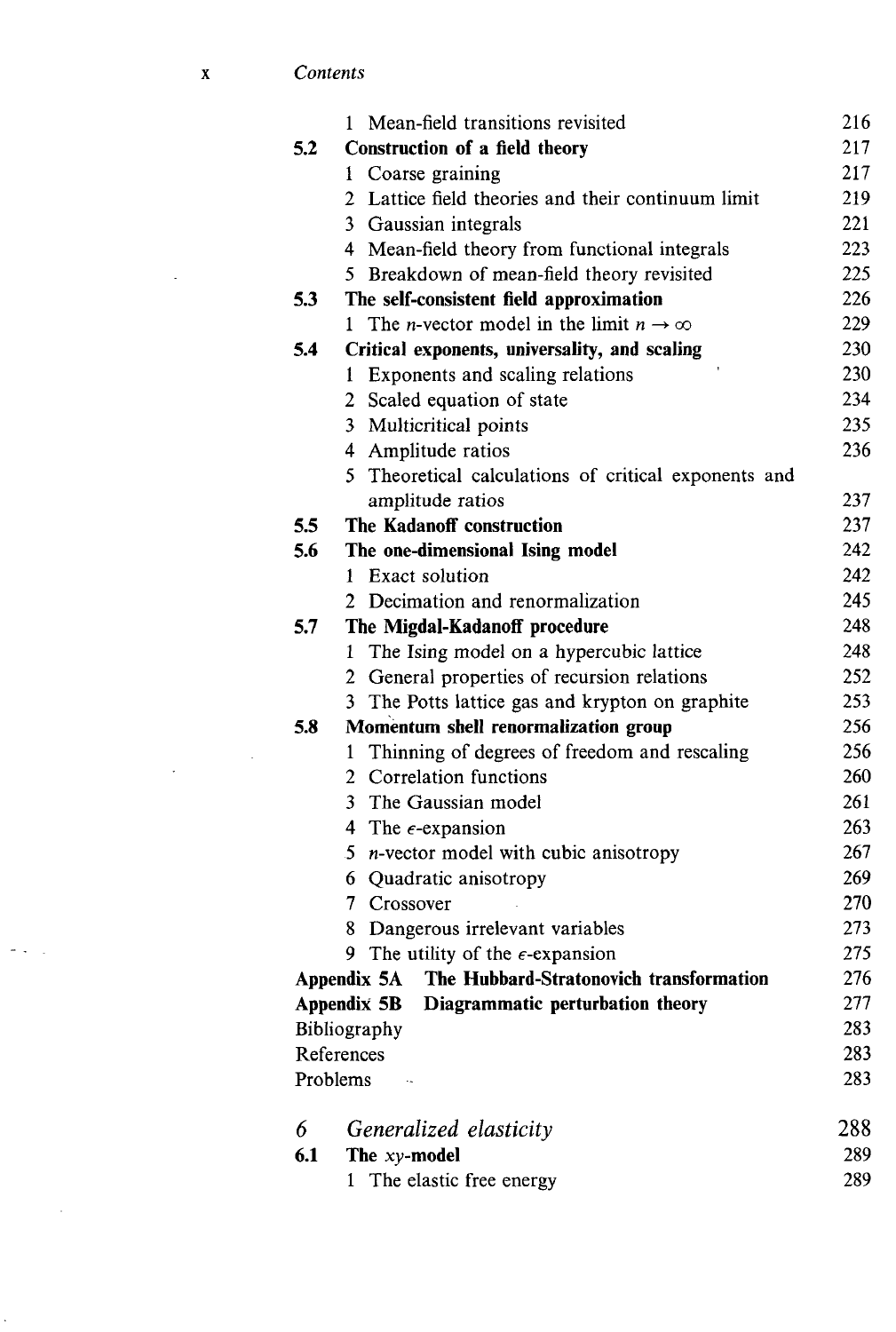| | | |
|---|---|---|
| | 1 Mean-field transitions revisited | 216 |
| **5.2** | **Construction of a field theory** | 217 |
| | 1 Coarse graining | 217 |
| | 2 Lattice field theories and their continuum limit | 219 |
| | 3 Gaussian integrals | 221 |
| | 4 Mean-field theory from functional integrals | 223 |
| | 5 Breakdown of mean-field theory revisited | 225 |
| **5.3** | **The self-consistent field approximation** | 226 |
| | 1 The $n$-vector model in the limit $n \to \infty$ | 229 |
| **5.4** | **Critical exponents, universality, and scaling** | 230 |
| | 1 Exponents and scaling relations | 230 |
| | 2 Scaled equation of state | 234 |
| | 3 Multicritical points | 235 |
| | 4 Amplitude ratios | 236 |
| | 5 Theoretical calculations of critical exponents and amplitude ratios | 237 |
| **5.5** | **The Kadanoff construction** | 237 |
| **5.6** | **The one-dimensional Ising model** | 242 |
| | 1 Exact solution | 242 |
| | 2 Decimation and renormalization | 245 |
| **5.7** | **The Migdal-Kadanoff procedure** | 248 |
| | 1 The Ising model on a hypercubic lattice | 248 |
| | 2 General properties of recursion relations | 252 |
| | 3 The Potts lattice gas and krypton on graphite | 253 |
| **5.8** | **Momentum shell renormalization group** | 256 |
| | 1 Thinning of degrees of freedom and rescaling | 256 |
| | 2 Correlation functions | 260 |
| | 3 The Gaussian model | 261 |
| | 4 The $\epsilon$-expansion | 263 |
| | 5 $n$-vector model with cubic anisotropy | 267 |
| | 6 Quadratic anisotropy | 269 |
| | 7 Crossover | 270 |
| | 8 Dangerous irrelevant variables | 273 |
| | 9 The utility of the $\epsilon$-expansion | 275 |
| **Appendix 5A** | **The Hubbard-Stratonovich transformation** | 276 |
| **Appendix 5B** | **Diagrammatic perturbation theory** | 277 |
| Bibliography | | 283 |
| References | | 283 |
| Problems | | 283 |
| *6* | *Generalized elasticity* | 288 |
| **6.1** | **The** ***xy*****-model** | 289 |
| | 1 The elastic free energy | 289 |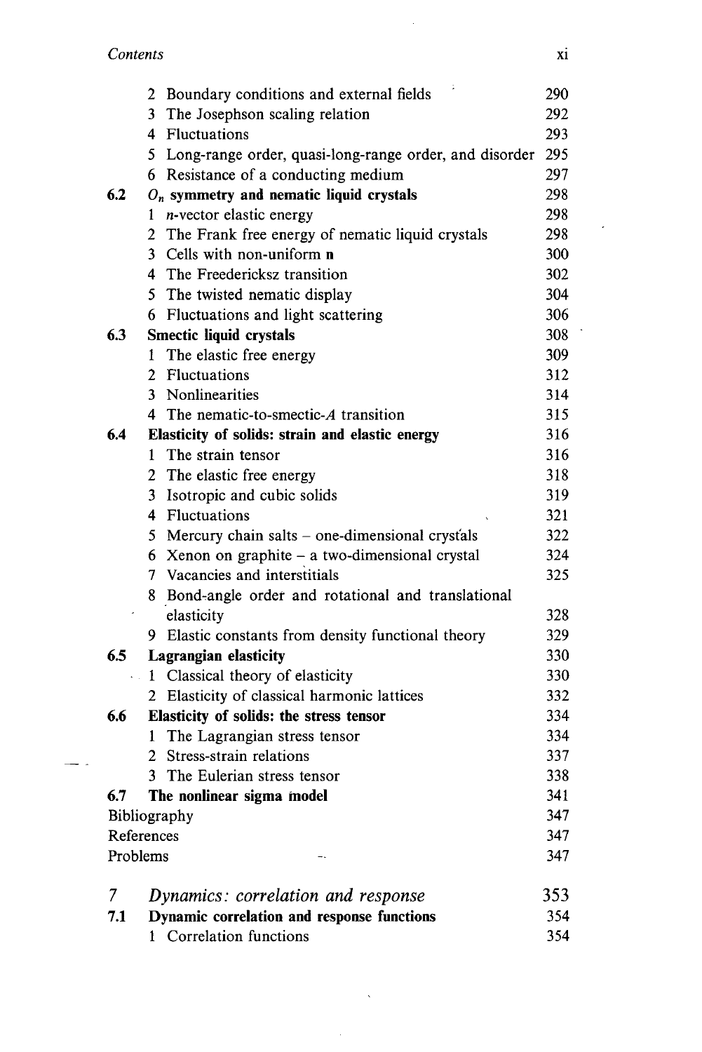| | | |
|---|---|---|
| | 2 Boundary conditions and external fields | 290 |
| | 3 The Josephson scaling relation | 292 |
| | 4 Fluctuations | 293 |
| | 5 Long-range order, quasi-long-range order, and disorder | 295 |
| | 6 Resistance of a conducting medium | 297 |
| **6.2** | **$O_n$ symmetry and nematic liquid crystals** | 298 |
| | 1 $n$-vector elastic energy | 298 |
| | 2 The Frank free energy of nematic liquid crystals | 298 |
| | 3 Cells with non-uniform **n** | 300 |
| | 4 The Freedericksz transition | 302 |
| | 5 The twisted nematic display | 304 |
| | 6 Fluctuations and light scattering | 306 |
| **6.3** | **Smectic liquid crystals** | 308 |
| | 1 The elastic free energy | 309 |
| | 2 Fluctuations | 312 |
| | 3 Nonlinearities | 314 |
| | 4 The nematic-to-smectic-$A$ transition | 315 |
| **6.4** | **Elasticity of solids: strain and elastic energy** | 316 |
| | 1 The strain tensor | 316 |
| | 2 The elastic free energy | 318 |
| | 3 Isotropic and cubic solids | 319 |
| | 4 Fluctuations | 321 |
| | 5 Mercury chain salts – one-dimensional crystals | 322 |
| | 6 Xenon on graphite – a two-dimensional crystal | 324 |
| | 7 Vacancies and interstitials | 325 |
| | 8 Bond-angle order and rotational and translational elasticity | 328 |
| | 9 Elastic constants from density functional theory | 329 |
| **6.5** | **Lagrangian elasticity** | 330 |
| | 1 Classical theory of elasticity | 330 |
| | 2 Elasticity of classical harmonic lattices | 332 |
| **6.6** | **Elasticity of solids: the stress tensor** | 334 |
| | 1 The Lagrangian stress tensor | 334 |
| | 2 Stress-strain relations | 337 |
| | 3 The Eulerian stress tensor | 338 |
| **6.7** | **The nonlinear sigma model** | 341 |
| Bibliography | | 347 |
| References | | 347 |
| Problems | | 347 |
| | | |
| 7 | *Dynamics: correlation and response* | 353 |
| **7.1** | **Dynamic correlation and response functions** | 354 |
| | 1 Correlation functions | 354 |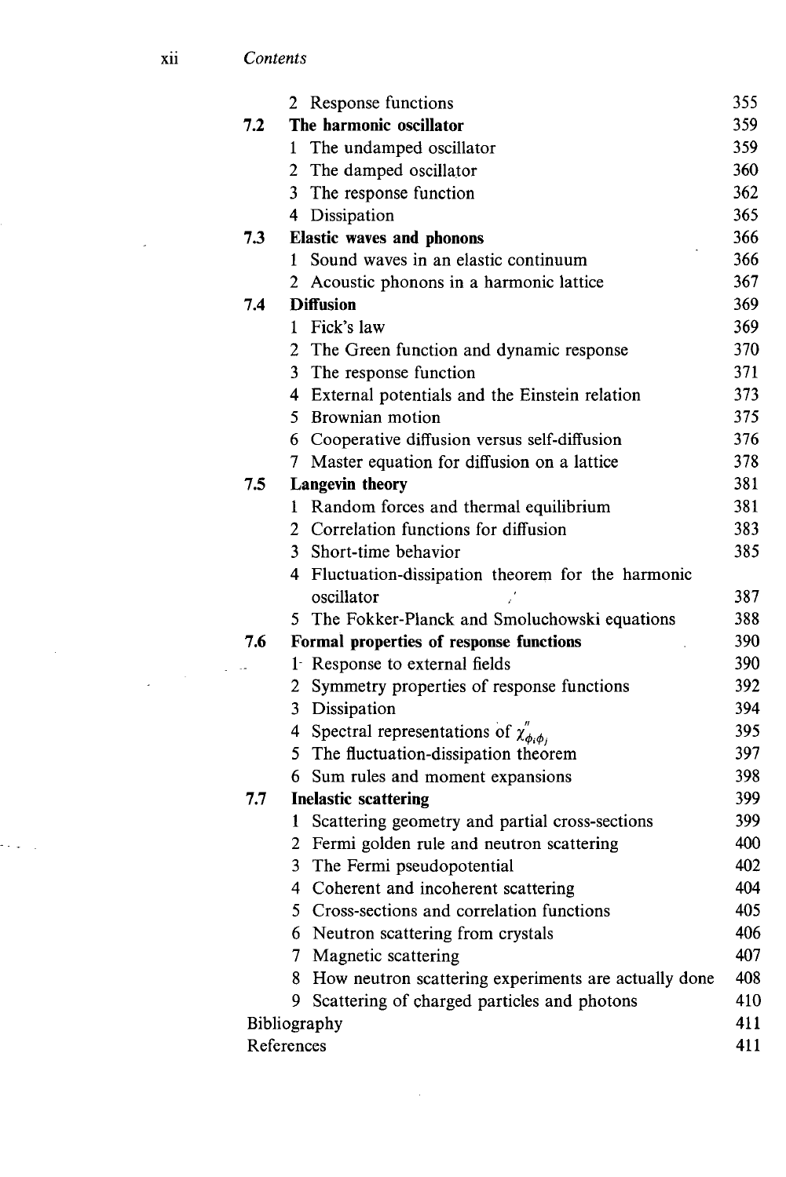| | | |
|---|---|---|
| | 2 Response functions | 355 |
| **7.2** | **The harmonic oscillator** | 359 |
| | 1 The undamped oscillator | 359 |
| | 2 The damped oscillator | 360 |
| | 3 The response function | 362 |
| | 4 Dissipation | 365 |
| **7.3** | **Elastic waves and phonons** | 366 |
| | 1 Sound waves in an elastic continuum | 366 |
| | 2 Acoustic phonons in a harmonic lattice | 367 |
| **7.4** | **Diffusion** | 369 |
| | 1 Fick's law | 369 |
| | 2 The Green function and dynamic response | 370 |
| | 3 The response function | 371 |
| | 4 External potentials and the Einstein relation | 373 |
| | 5 Brownian motion | 375 |
| | 6 Cooperative diffusion versus self-diffusion | 376 |
| | 7 Master equation for diffusion on a lattice | 378 |
| **7.5** | **Langevin theory** | 381 |
| | 1 Random forces and thermal equilibrium | 381 |
| | 2 Correlation functions for diffusion | 383 |
| | 3 Short-time behavior | 385 |
| | 4 Fluctuation-dissipation theorem for the harmonic oscillator | 387 |
| | 5 The Fokker-Planck and Smoluchowski equations | 388 |
| **7.6** | **Formal properties of response functions** | 390 |
| | 1 Response to external fields | 390 |
| | 2 Symmetry properties of response functions | 392 |
| | 3 Dissipation | 394 |
| | 4 Spectral representations of $\chi''_{\phi_i \phi_j}$ | 395 |
| | 5 The fluctuation-dissipation theorem | 397 |
| | 6 Sum rules and moment expansions | 398 |
| **7.7** | **Inelastic scattering** | 399 |
| | 1 Scattering geometry and partial cross-sections | 399 |
| | 2 Fermi golden rule and neutron scattering | 400 |
| | 3 The Fermi pseudopotential | 402 |
| | 4 Coherent and incoherent scattering | 404 |
| | 5 Cross-sections and correlation functions | 405 |
| | 6 Neutron scattering from crystals | 406 |
| | 7 Magnetic scattering | 407 |
| | 8 How neutron scattering experiments are actually done | 408 |
| | 9 Scattering of charged particles and photons | 410 |
| | Bibliography | 411 |
| | References | 411 |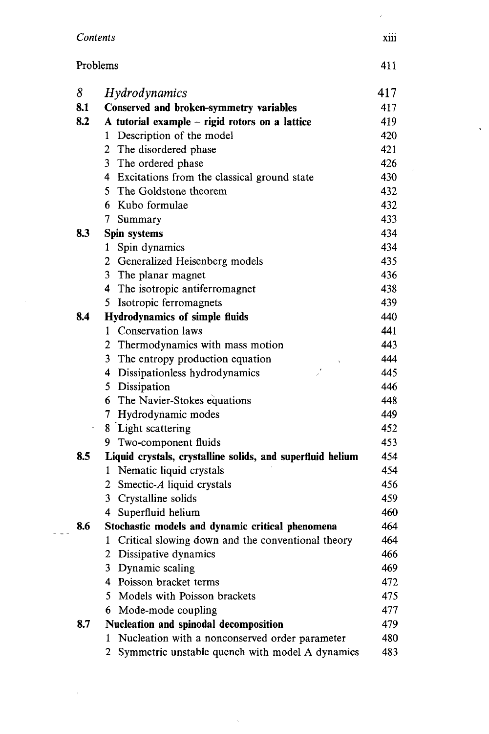Problems 411

# 8 *Hydrodynamics* 417

**8.1 Conserved and broken-symmetry variables** 417

**8.2 A tutorial example – rigid rotors on a lattice** 419

1 Description of the model 420
2 The disordered phase 421
3 The ordered phase 426
4 Excitations from the classical ground state 430
5 The Goldstone theorem 432
6 Kubo formulae 432
7 Summary 433

**8.3 Spin systems** 434

1 Spin dynamics 434
2 Generalized Heisenberg models 435
3 The planar magnet 436
4 The isotropic antiferromagnet 438
5 Isotropic ferromagnets 439

**8.4 Hydrodynamics of simple fluids** 440

1 Conservation laws 441
2 Thermodynamics with mass motion 443
3 The entropy production equation 444
4 Dissipationless hydrodynamics 445
5 Dissipation 446
6 The Navier-Stokes equations 448
7 Hydrodynamic modes 449
8 Light scattering 452
9 Two-component fluids 453

**8.5 Liquid crystals, crystalline solids, and superfluid helium** 454

1 Nematic liquid crystals 454
2 Smectic-*A* liquid crystals 456
3 Crystalline solids 459
4 Superfluid helium 460

**8.6 Stochastic models and dynamic critical phenomena** 464

1 Critical slowing down and the conventional theory 464
2 Dissipative dynamics 466
3 Dynamic scaling 469
4 Poisson bracket terms 472
5 Models with Poisson brackets 475
6 Mode-mode coupling 477

**8.7 Nucleation and spinodal decomposition** 479

1 Nucleation with a nonconserved order parameter 480
2 Symmetric unstable quench with model A dynamics 483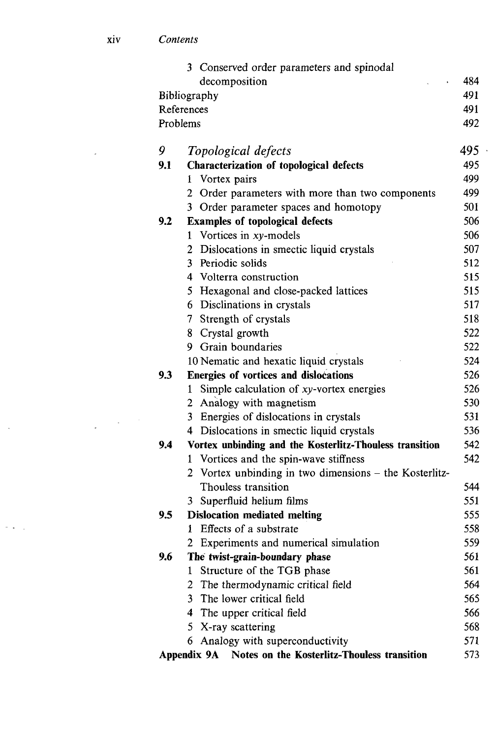3 Conserved order parameters and spinodal decomposition 484

Bibliography 491

References 491

Problems 492

## 9 *Topological defects* 495

**9.1 Characterization of topological defects** 495

1 Vortex pairs 499

2 Order parameters with more than two components 499

3 Order parameter spaces and homotopy 501

**9.2 Examples of topological defects** 506

1 Vortices in $xy$-models 506

2 Dislocations in smectic liquid crystals 507

3 Periodic solids 512

4 Volterra construction 515

5 Hexagonal and close-packed lattices 515

6 Disclinations in crystals 517

7 Strength of crystals 518

8 Crystal growth 522

9 Grain boundaries 522

10 Nematic and hexatic liquid crystals 524

**9.3 Energies of vortices and dislocations** 526

1 Simple calculation of $xy$-vortex energies 526

2 Analogy with magnetism 530

3 Energies of dislocations in crystals 531

4 Dislocations in smectic liquid crystals 536

**9.4 Vortex unbinding and the Kosterlitz-Thouless transition** 542

1 Vortices and the spin-wave stiffness 542

2 Vortex unbinding in two dimensions – the Kosterlitz-Thouless transition 544

3 Superfluid helium films 551

**9.5 Dislocation mediated melting** 555

1 Effects of a substrate 558

2 Experiments and numerical simulation 559

**9.6 The twist-grain-boundary phase** 561

1 Structure of the TGB phase 561

2 The thermodynamic critical field 564

3 The lower critical field 565

4 The upper critical field 566

5 X-ray scattering 568

6 Analogy with superconductivity 571

**Appendix 9A Notes on the Kosterlitz-Thouless transition** 573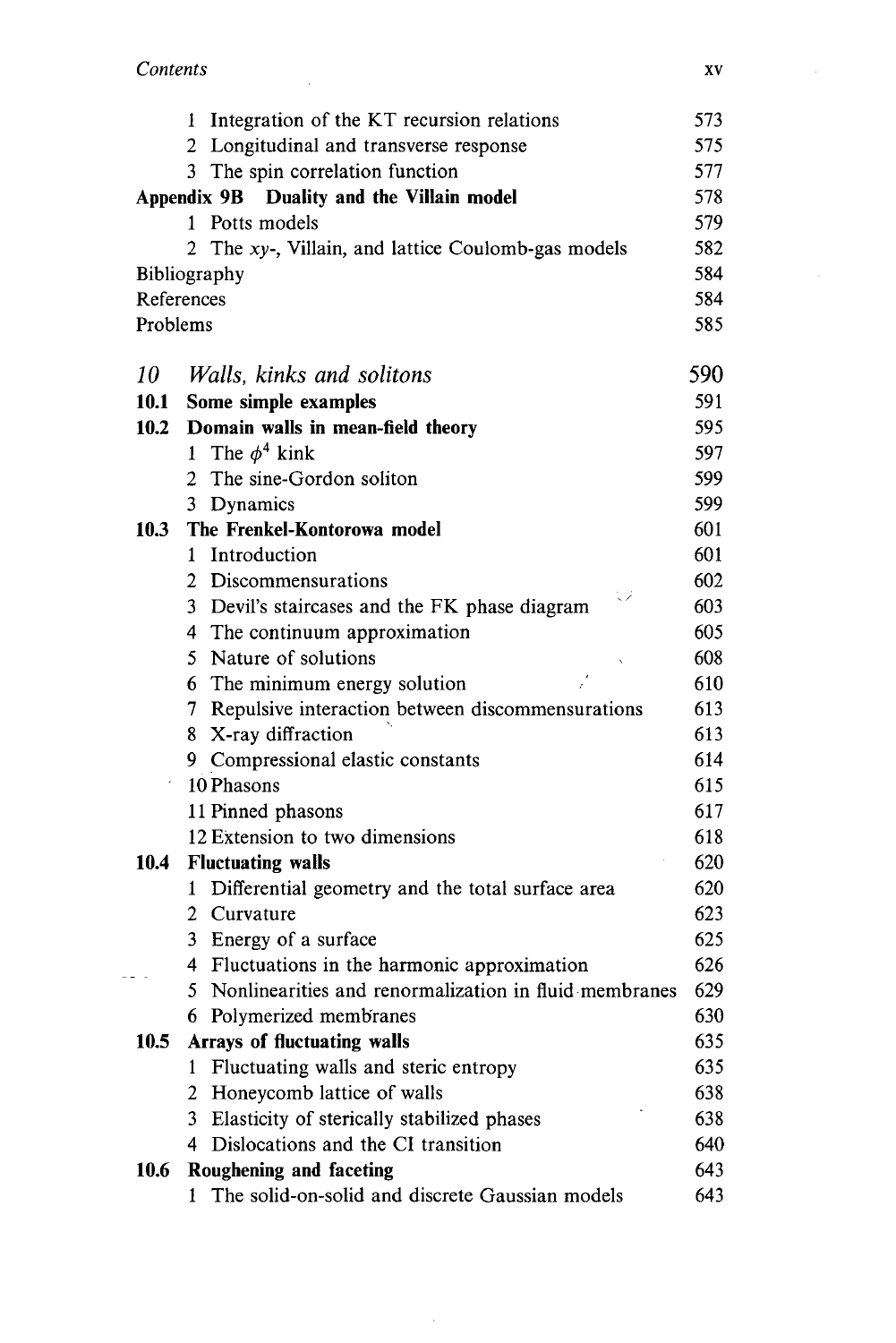| | | |
|---|---|---|
| | 1 Integration of the KT recursion relations | 573 |
| | 2 Longitudinal and transverse response | 575 |
| | 3 The spin correlation function | 577 |
| **Appendix 9B** | **Duality and the Villain model** | 578 |
| | 1 Potts models | 579 |
| | 2 The *xy*-, Villain, and lattice Coulomb-gas models | 582 |
| Bibliography | | 584 |
| References | | 584 |
| Problems | | 585 |
| *10* | *Walls, kinks and solitons* | 590 |
| **10.1** | **Some simple examples** | 591 |
| **10.2** | **Domain walls in mean-field theory** | 595 |
| | 1 The $\phi^4$ kink | 597 |
| | 2 The sine-Gordon soliton | 599 |
| | 3 Dynamics | 599 |
| **10.3** | **The Frenkel-Kontorowa model** | 601 |
| | 1 Introduction | 601 |
| | 2 Discommensurations | 602 |
| | 3 Devil's staircases and the FK phase diagram | 603 |
| | 4 The continuum approximation | 605 |
| | 5 Nature of solutions | 608 |
| | 6 The minimum energy solution | 610 |
| | 7 Repulsive interaction between discommensurations | 613 |
| | 8 X-ray diffraction | 613 |
| | 9 Compressional elastic constants | 614 |
| | 10 Phasons | 615 |
| | 11 Pinned phasons | 617 |
| | 12 Extension to two dimensions | 618 |
| **10.4** | **Fluctuating walls** | 620 |
| | 1 Differential geometry and the total surface area | 620 |
| | 2 Curvature | 623 |
| | 3 Energy of a surface | 625 |
| | 4 Fluctuations in the harmonic approximation | 626 |
| | 5 Nonlinearities and renormalization in fluid membranes | 629 |
| | 6 Polymerized membranes | 630 |
| **10.5** | **Arrays of fluctuating walls** | 635 |
| | 1 Fluctuating walls and steric entropy | 635 |
| | 2 Honeycomb lattice of walls | 638 |
| | 3 Elasticity of sterically stabilized phases | 638 |
| | 4 Dislocations and the CI transition | 640 |
| **10.6** | **Roughening and faceting** | 643 |
| | 1 The solid-on-solid and discrete Gaussian models | 643 |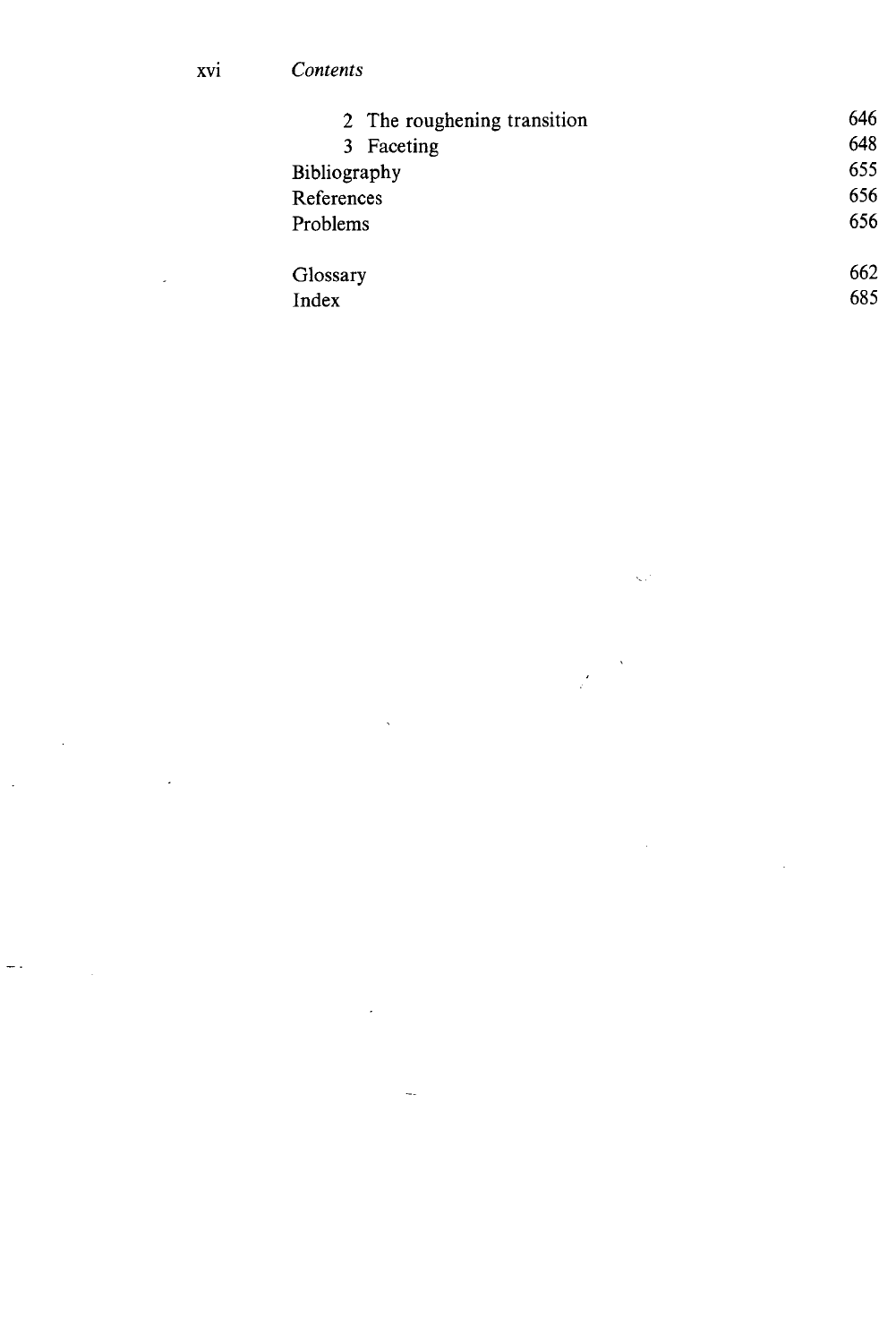2 The roughening transition 646
3 Faceting 648
Bibliography 655
References 656
Problems 656

Glossary 662
Index 685